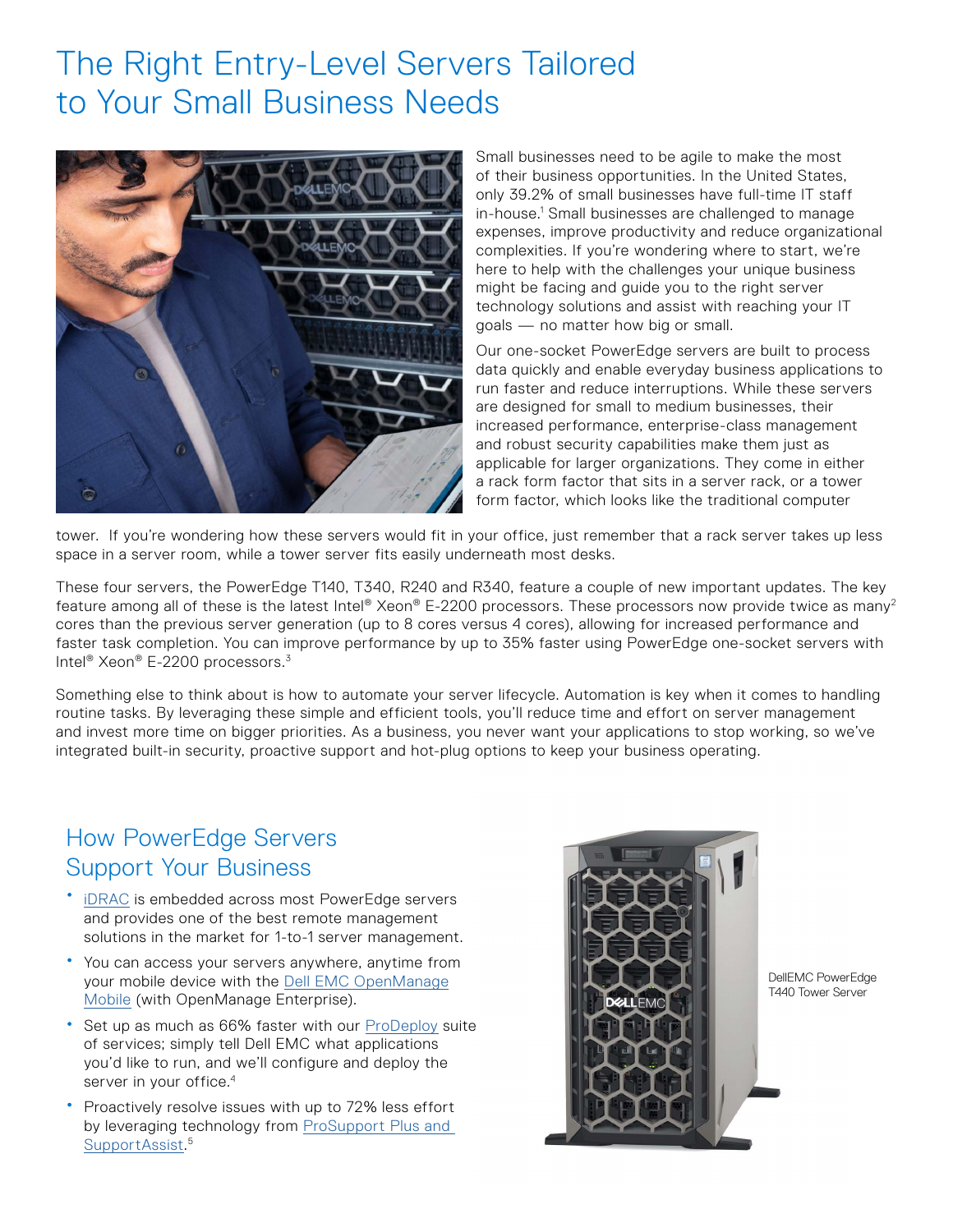# The Right Entry-Level Servers Tailored to Your Small Business Needs

Small businesses need to be agile to make the most of their business opportunities. In the United States, only 39.2% of small businesses have full-time IT staff in-house.[1] Small businesses are challenged to manage expenses, improve productivity and reduce organizational complexities. If you're wondering where to start, we're here to help with the challenges your unique business might be facing and guide you to the right server technology solutions and assist with reaching your IT goals — no matter how big or small.

Our one-socket PowerEdge servers are built to process data quickly and enable everyday business applications to run faster and reduce interruptions. While these servers are designed for small to medium businesses, their increased performance, enterprise-class management and robust security capabilities make them just as applicable for larger organizations. They come in either a rack form factor that sits in a server rack, or a tower form factor, which looks like the traditional computer tower. If you're wondering how these servers would fit in your office, just remember that a rack server takes up less space in a server room, while a tower server fits easily underneath most desks.

These four servers, the PowerEdge T140, T340, R240 and R340, feature a couple of new important updates. The key feature among all of these is the latest Intel® Xeon® E-2200 processors. These processors now provide twice as many[2] cores than the previous server generation (up to 8 cores versus 4 cores), allowing for increased performance and faster task completion. You can improve performance by up to 35% faster using PowerEdge one-socket servers with Intel® Xeon® E-2200 processors.[3]

Something else to think about is how to automate your server lifecycle. Automation is key when it comes to handling routine tasks. By leveraging these simple and efficient tools, you'll reduce time and effort on server management and invest more time on bigger priorities. As a business, you never want your applications to stop working, so we've integrated built-in security, proactive support and hot-plug options to keep your business operating.

## How PowerEdge Servers Support Your Business

- iDRAC is embedded across most PowerEdge servers and provides one of the best remote management solutions in the market for 1-to-1 server management.
- You can access your servers anywhere, anytime from your mobile device with the Dell EMC OpenManage Mobile (with OpenManage Enterprise).
- Set up as much as 66% faster with our ProDeploy suite of services; simply tell Dell EMC what applications you'd like to run, and we'll configure and deploy the server in your office.[4]
- Proactively resolve issues with up to 72% less effort by leveraging technology from ProSupport Plus and SupportAssist.[5]

DellEMC PowerEdge T440 Tower Server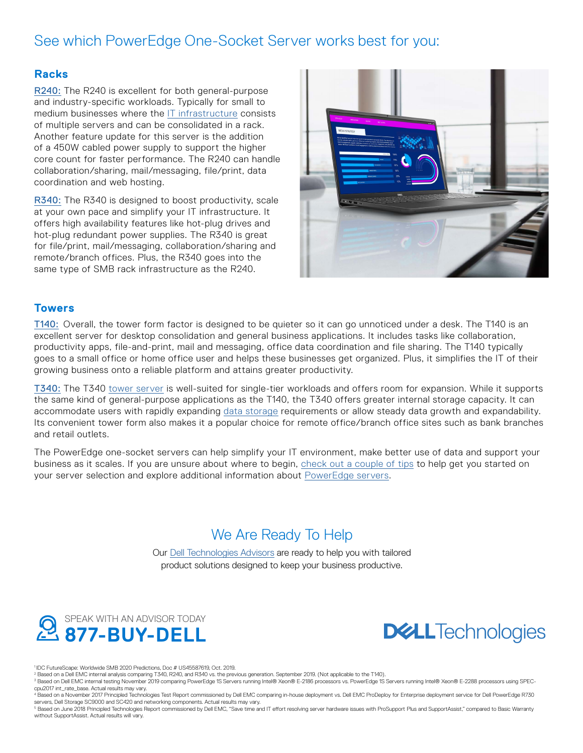# See which PowerEdge One-Socket Server works best for you:

## Racks

R240: The R240 is excellent for both general-purpose and industry-specific workloads. Typically for small to medium businesses where the IT infrastructure consists of multiple servers and can be consolidated in a rack. Another feature update for this server is the addition of a 450W cabled power supply to support the higher core count for faster performance. The R240 can handle collaboration/sharing, mail/messaging, file/print, data coordination and web hosting.

R340: The R340 is designed to boost productivity, scale at your own pace and simplify your IT infrastructure. It offers high availability features like hot-plug drives and hot-plug redundant power supplies. The R340 is great for file/print, mail/messaging, collaboration/sharing and remote/branch offices. Plus, the R340 goes into the same type of SMB rack infrastructure as the R240.

## Towers

T140: Overall, the tower form factor is designed to be quieter so it can go unnoticed under a desk. The T140 is an excellent server for desktop consolidation and general business applications. It includes tasks like collaboration, productivity apps, file-and-print, mail and messaging, office data coordination and file sharing. The T140 typically goes to a small office or home office user and helps these businesses get organized. Plus, it simplifies the IT of their growing business onto a reliable platform and attains greater productivity.

T340: The T340 tower server is well-suited for single-tier workloads and offers room for expansion. While it supports the same kind of general-purpose applications as the T140, the T340 offers greater internal storage capacity. It can accommodate users with rapidly expanding data storage requirements or allow steady data growth and expandability. Its convenient tower form also makes it a popular choice for remote office/branch office sites such as bank branches and retail outlets.

The PowerEdge one-socket servers can help simplify your IT environment, make better use of data and support your business as it scales. If you are unsure about where to begin, check out a couple of tips to help get you started on your server selection and explore additional information about PowerEdge servers.

## We Are Ready To Help

Our Dell Technologies Advisors are ready to help you with tailored product solutions designed to keep your business productive.

SPEAK WITH AN ADVISOR TODAY
**877-BUY-DELL**

DELL Technologies

[1] IDC FutureScape: Worldwide SMB 2020 Predictions, Doc # US45587619, Oct. 2019.
[2] Based on a Dell EMC internal analysis comparing T340, R240, and R340 vs. the previous generation. September 2019. (Not applicable to the T140).
[3] Based on Dell EMC internal testing November 2019 comparing PowerEdge 1S Servers running Intel® Xeon® E-2186 processors vs. PowerEdge 1S Servers running Intel® Xeon® E-2288 processors using SPEC-cpu2017 int_rate_base. Actual results may vary.
[4] Based on a November 2017 Principled Technologies Test Report commissioned by Dell EMC comparing in-house deployment vs. Dell EMC ProDeploy for Enterprise deployment service for Dell PowerEdge R730 servers, Dell Storage SC9000 and SC420 and networking components. Actual results may vary.
[5] Based on June 2018 Principled Technologies Report commissioned by Dell EMC, "Save time and IT effort resolving server hardware issues with ProSupport Plus and SupportAssist," compared to Basic Warranty without SupportAssist. Actual results will vary.